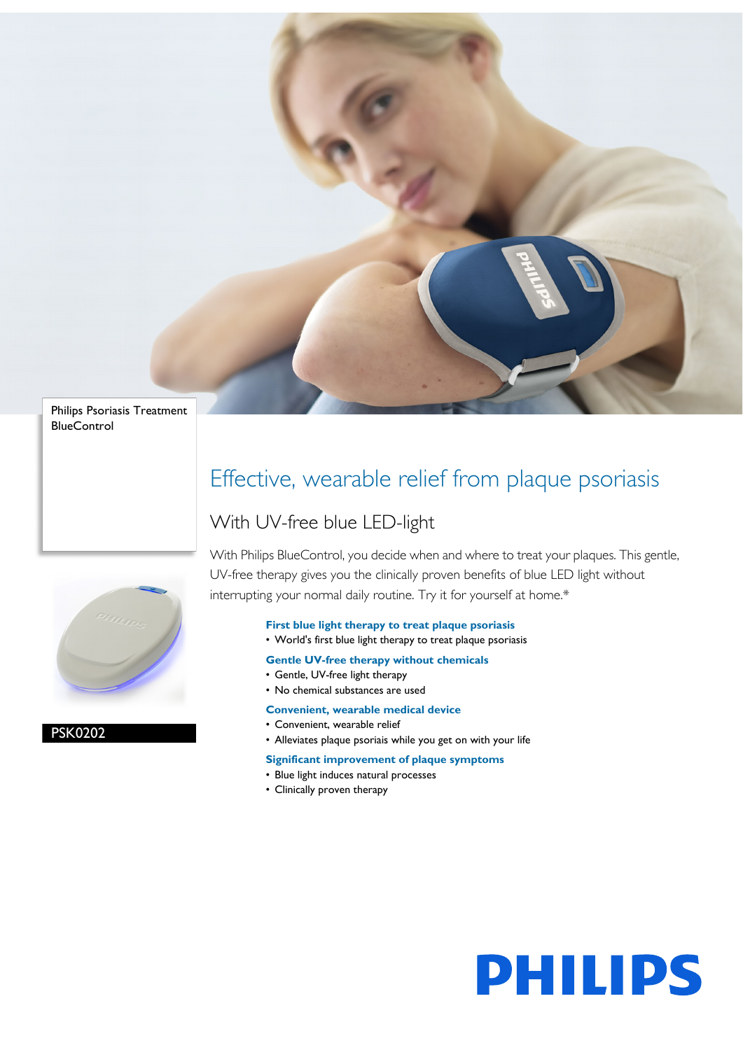Philips Psoriasis Treatment BlueControl

PSK0202

# Effective, wearable relief from plaque psoriasis

## With UV-free blue LED-light

With Philips BlueControl, you decide when and where to treat your plaques. This gentle, UV-free therapy gives you the clinically proven benefits of blue LED light without interrupting your normal daily routine. Try it for yourself at home.*

**First blue light therapy to treat plaque psoriasis**
- World's first blue light therapy to treat plaque psoriasis

**Gentle UV-free therapy without chemicals**
- Gentle, UV-free light therapy
- No chemical substances are used

**Convenient, wearable medical device**
- Convenient, wearable relief
- Alleviates plaque psoriasis while you get on with your life

**Significant improvement of plaque symptoms**
- Blue light induces natural processes
- Clinically proven therapy

PHILIPS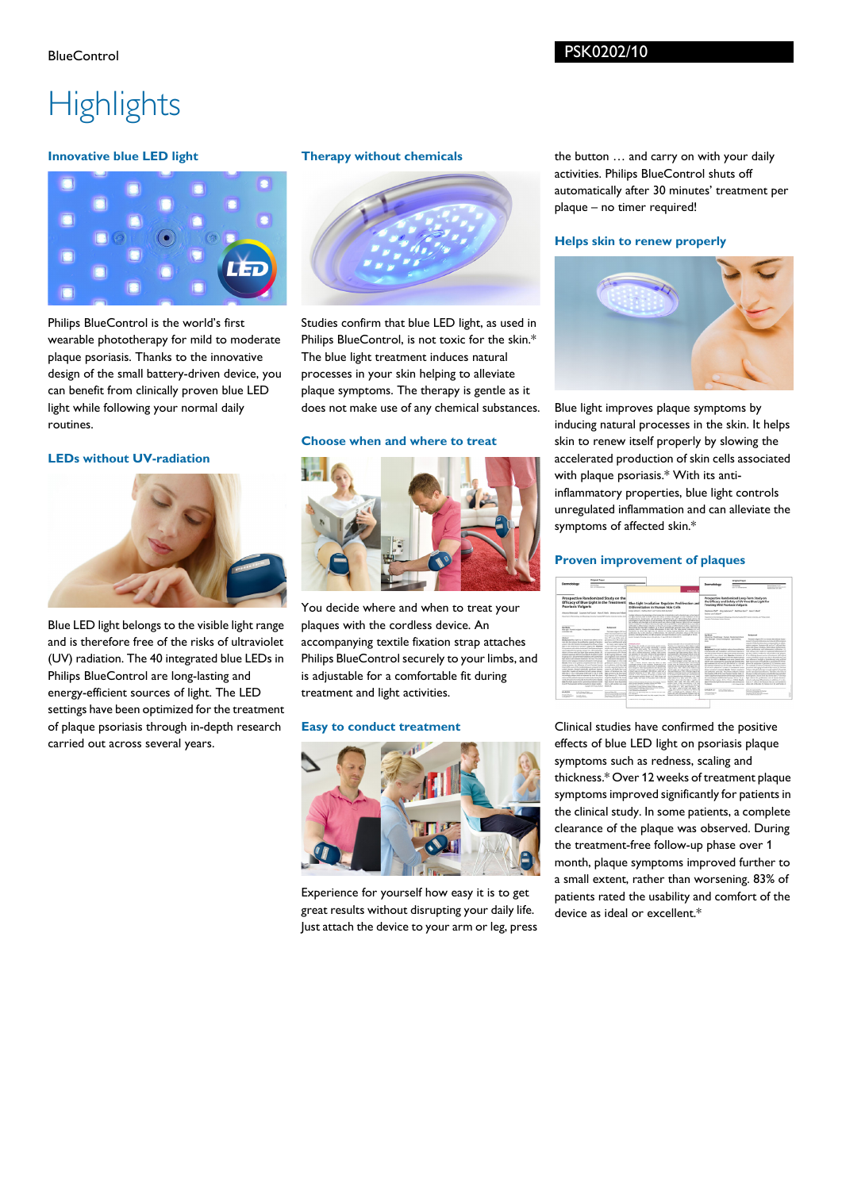# Highlights

### Innovative blue LED light

Philips BlueControl is the world's first wearable phototherapy for mild to moderate plaque psoriasis. Thanks to the innovative design of the small battery-driven device, you can benefit from clinically proven blue LED light while following your normal daily routines.

### LEDs without UV-radiation

Blue LED light belongs to the visible light range and is therefore free of the risks of ultraviolet (UV) radiation. The 40 integrated blue LEDs in Philips BlueControl are long-lasting and energy-efficient sources of light. The LED settings have been optimized for the treatment of plaque psoriasis through in-depth research carried out across several years.

### Therapy without chemicals

Studies confirm that blue LED light, as used in Philips BlueControl, is not toxic for the skin.* The blue light treatment induces natural processes in your skin helping to alleviate plaque symptoms. The therapy is gentle as it does not make use of any chemical substances.

### Choose when and where to treat

You decide where and when to treat your plaques with the cordless device. An accompanying textile fixation strap attaches Philips BlueControl securely to your limbs, and is adjustable for a comfortable fit during treatment and light activities.

### Easy to conduct treatment

Experience for yourself how easy it is to get great results without disrupting your daily life. Just attach the device to your arm or leg, press the button … and carry on with your daily activities. Philips BlueControl shuts off automatically after 30 minutes' treatment per plaque – no timer required!

### Helps skin to renew properly

Blue light improves plaque symptoms by inducing natural processes in the skin. It helps skin to renew itself properly by slowing the accelerated production of skin cells associated with plaque psoriasis.* With its anti-inflammatory properties, blue light controls unregulated inflammation and can alleviate the symptoms of affected skin.*

### Proven improvement of plaques

Clinical studies have confirmed the positive effects of blue LED light on psoriasis plaque symptoms such as redness, scaling and thickness.* Over 12 weeks of treatment plaque symptoms improved significantly for patients in the clinical study. In some patients, a complete clearance of the plaque was observed. During the treatment-free follow-up phase over 1 month, plaque symptoms improved further to a small extent, rather than worsening. 83% of patients rated the usability and comfort of the device as ideal or excellent.*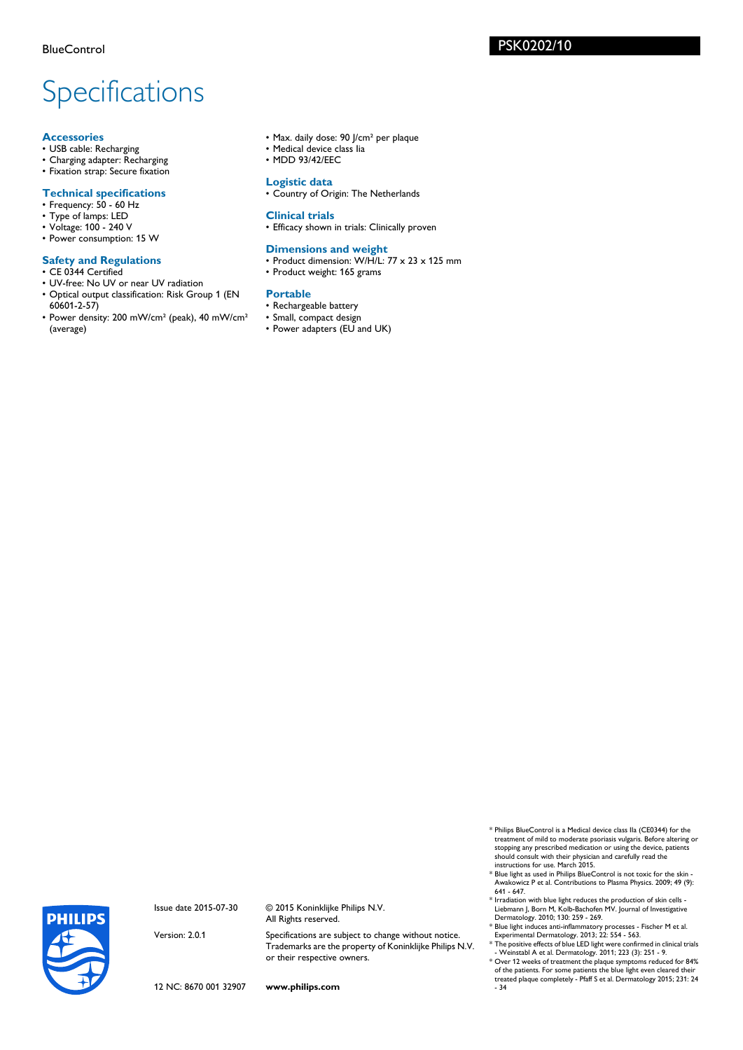# Specifications

### Accessories

- USB cable: Recharging
- Charging adapter: Recharging
- Fixation strap: Secure fixation

### Technical specifications

- Frequency: 50 - 60 Hz
- Type of lamps: LED
- Voltage: 100 - 240 V
- Power consumption: 15 W

### Safety and Regulations

- CE 0344 Certified
- UV-free: No UV or near UV radiation
- Optical output classification: Risk Group 1 (EN 60601-2-57)
- Power density: 200 mW/cm² (peak), 40 mW/cm² (average)
- Max. daily dose: 90 J/cm² per plaque
- Medical device class Iia
- MDD 93/42/EEC

### Logistic data

- Country of Origin: The Netherlands

### Clinical trials

- Efficacy shown in trials: Clinically proven

### Dimensions and weight

- Product dimension: W/H/L: 77 x 23 x 125 mm
- Product weight: 165 grams

### Portable

- Rechargeable battery
- Small, compact design
- Power adapters (EU and UK)

Issue date 2015-07-30

Version: 2.0.1

12 NC: 8670 001 32907

© 2015 Koninklijke Philips N.V.
All Rights reserved.

Specifications are subject to change without notice. Trademarks are the property of Koninklijke Philips N.V. or their respective owners.

**www.philips.com**

* Philips BlueControl is a Medical device class IIa (CE0344) for the treatment of mild to moderate psoriasis vulgaris. Before altering or stopping any prescribed medication or using the device, patients should consult with their physician and carefully read the instructions for use. March 2015.
* Blue light as used in Philips BlueControl is not toxic for the skin - Awakowicz P et al. Contributions to Plasma Physics. 2009; 49 (9): 641 - 647.
* Irradiation with blue light reduces the production of skin cells - Liebmann J, Born M, Kolb-Bachofen MV. Journal of Investigative Dermatology. 2010; 130: 259 - 269.
* Blue light induces anti-inflammatory processes - Fischer M et al. Experimental Dermatology. 2013; 22: 554 - 563.
* The positive effects of blue LED light were confirmed in clinical trials - Weinstabl A et al. Dermatology. 2011; 223 (3): 251 - 9.
* Over 12 weeks of treatment the plaque symptoms reduced for 84% of the patients. For some patients the blue light even cleared their treated plaque completely - Pfaff S et al. Dermatology 2015; 231: 24 - 34